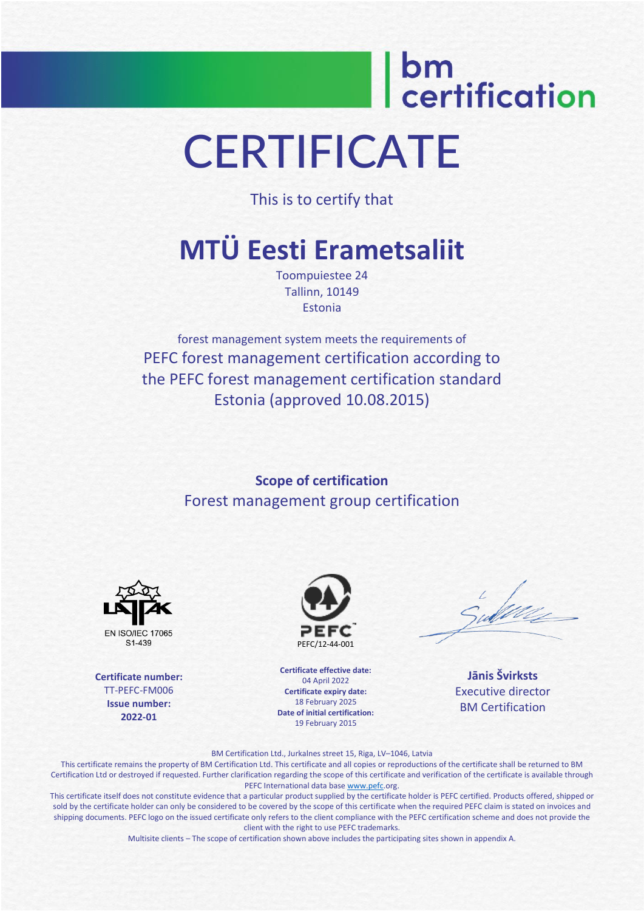bm certification

# CERTIFICATE

This is to certify that

## MTÜ Eesti Erametsaliit

Toompuiestee 24
Tallinn, 10149
Estonia

forest management system meets the requirements of

PEFC forest management certification according to the PEFC forest management certification standard Estonia (approved 10.08.2015)

**Scope of certification**

Forest management group certification

EN ISO/IEC 17065
S1-439

**Certificate number:**
TT-PEFC-FM006
**Issue number:**
**2022-01**

PEFC/12-44-001

**Certificate effective date:**
04 April 2022
**Certificate expiry date:**
18 February 2025
**Date of initial certification:**
19 February 2015

**Jānis Švirksts**
Executive director
BM Certification

BM Certification Ltd., Jurkalnes street 15, Riga, LV–1046, Latvia

This certificate remains the property of BM Certification Ltd. This certificate and all copies or reproductions of the certificate shall be returned to BM Certification Ltd or destroyed if requested. Further clarification regarding the scope of this certificate and verification of the certificate is available through PEFC International data base www.pefc.org.

This certificate itself does not constitute evidence that a particular product supplied by the certificate holder is PEFC certified. Products offered, shipped or sold by the certificate holder can only be considered to be covered by the scope of this certificate when the required PEFC claim is stated on invoices and shipping documents. PEFC logo on the issued certificate only refers to the client compliance with the PEFC certification scheme and does not provide the client with the right to use PEFC trademarks.

Multisite clients – The scope of certification shown above includes the participating sites shown in appendix A.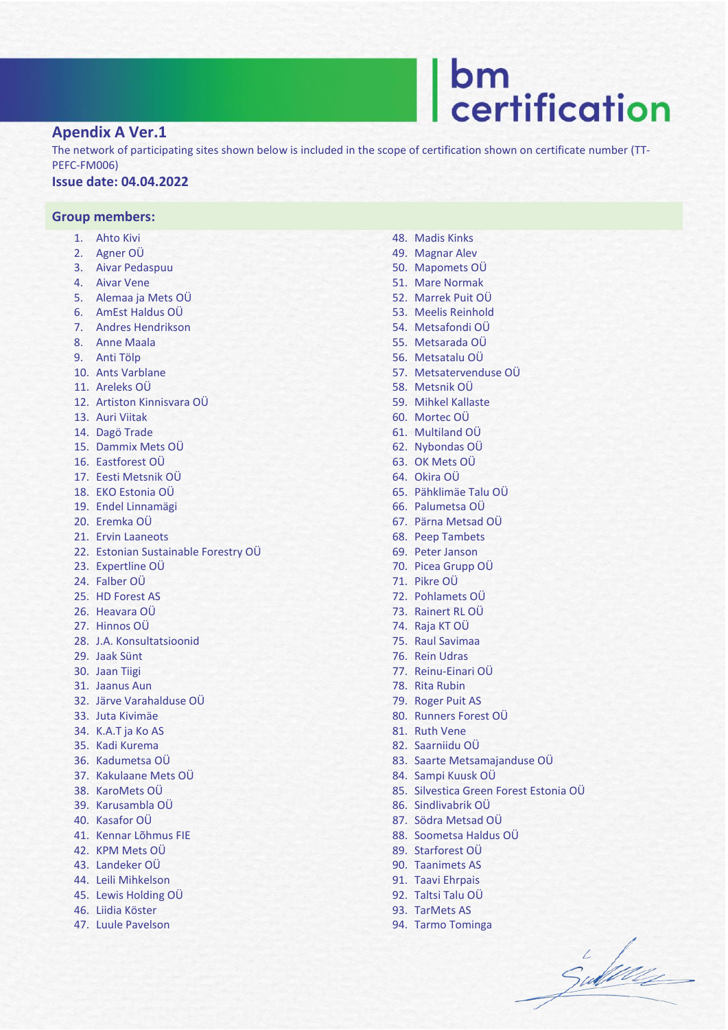## Apendix A Ver.1

The network of participating sites shown below is included in the scope of certification shown on certificate number (TT-PEFC-FM006)

**Issue date: 04.04.2022**

### Group members:

1. Ahto Kivi
2. Agner OÜ
3. Aivar Pedaspuu
4. Aivar Vene
5. Alemaa ja Mets OÜ
6. AmEst Haldus OÜ
7. Andres Hendrikson
8. Anne Maala
9. Anti Tölp
10. Ants Varblane
11. Areleks OÜ
12. Artiston Kinnisvara OÜ
13. Auri Viitak
14. Dagö Trade
15. Dammix Mets OÜ
16. Eastforest OÜ
17. Eesti Metsnik OÜ
18. EKO Estonia OÜ
19. Endel Linnamägi
20. Eremka OÜ
21. Ervin Laaneots
22. Estonian Sustainable Forestry OÜ
23. Expertline OÜ
24. Falber OÜ
25. HD Forest AS
26. Heavara OÜ
27. Hinnos OÜ
28. J.A. Konsultatsioonid
29. Jaak Sünt
30. Jaan Tiigi
31. Jaanus Aun
32. Järve Varahalduse OÜ
33. Juta Kivimäe
34. K.A.T ja Ko AS
35. Kadi Kurema
36. Kadumetsa OÜ
37. Kakulaane Mets OÜ
38. KaroMets OÜ
39. Karusambla OÜ
40. Kasafor OÜ
41. Kennar Lõhmus FIE
42. KPM Mets OÜ
43. Landeker OÜ
44. Leili Mihkelson
45. Lewis Holding OÜ
46. Liidia Köster
47. Luule Pavelson
48. Madis Kinks
49. Magnar Alev
50. Mapomets OÜ
51. Mare Normak
52. Marrek Puit OÜ
53. Meelis Reinhold
54. Metsafondi OÜ
55. Metsarada OÜ
56. Metsatalu OÜ
57. Metsatervenduse OÜ
58. Metsnik OÜ
59. Mihkel Kallaste
60. Mortec OÜ
61. Multiland OÜ
62. Nybondas OÜ
63. OK Mets OÜ
64. Okira OÜ
65. Pähklimäe Talu OÜ
66. Palumetsa OÜ
67. Pärna Metsad OÜ
68. Peep Tambets
69. Peter Janson
70. Picea Grupp OÜ
71. Pikre OÜ
72. Pohlamets OÜ
73. Rainert RL OÜ
74. Raja KT OÜ
75. Raul Savimaa
76. Rein Udras
77. Reinu-Einari OÜ
78. Rita Rubin
79. Roger Puit AS
80. Runners Forest OÜ
81. Ruth Vene
82. Saarniidu OÜ
83. Saarte Metsamajanduse OÜ
84. Sampi Kuusk OÜ
85. Silvestica Green Forest Estonia OÜ
86. Sindlivabrik OÜ
87. Södra Metsad OÜ
88. Soometsa Haldus OÜ
89. Starforest OÜ
90. Taanimets AS
91. Taavi Ehrpais
92. Taltsi Talu OÜ
93. TarMets AS
94. Tarmo Tominga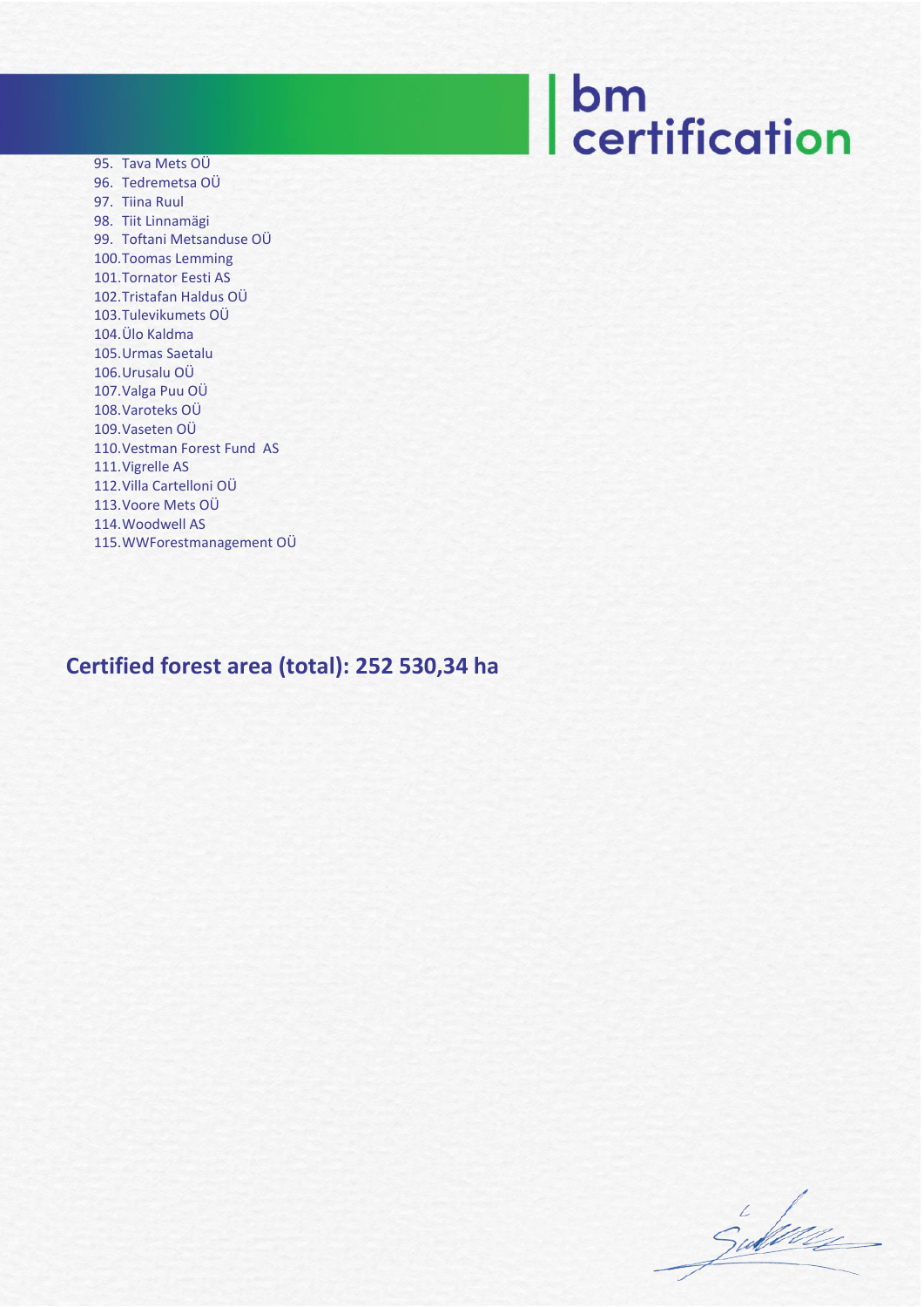95. Tava Mets OÜ
96. Tedremetsa OÜ
97. Tiina Ruul
98. Tiit Linnamägi
99. Toftani Metsanduse OÜ
100. Toomas Lemming
101. Tornator Eesti AS
102. Tristafan Haldus OÜ
103. Tulevikumets OÜ
104. Ülo Kaldma
105. Urmas Saetalu
106. Urusalu OÜ
107. Valga Puu OÜ
108. Varoteks OÜ
109. Vaseten OÜ
110. Vestman Forest Fund AS
111. Vigrelle AS
112. Villa Cartelloni OÜ
113. Voore Mets OÜ
114. Woodwell AS
115. WWForestmanagement OÜ

**Certified forest area (total): 252 530,34 ha**